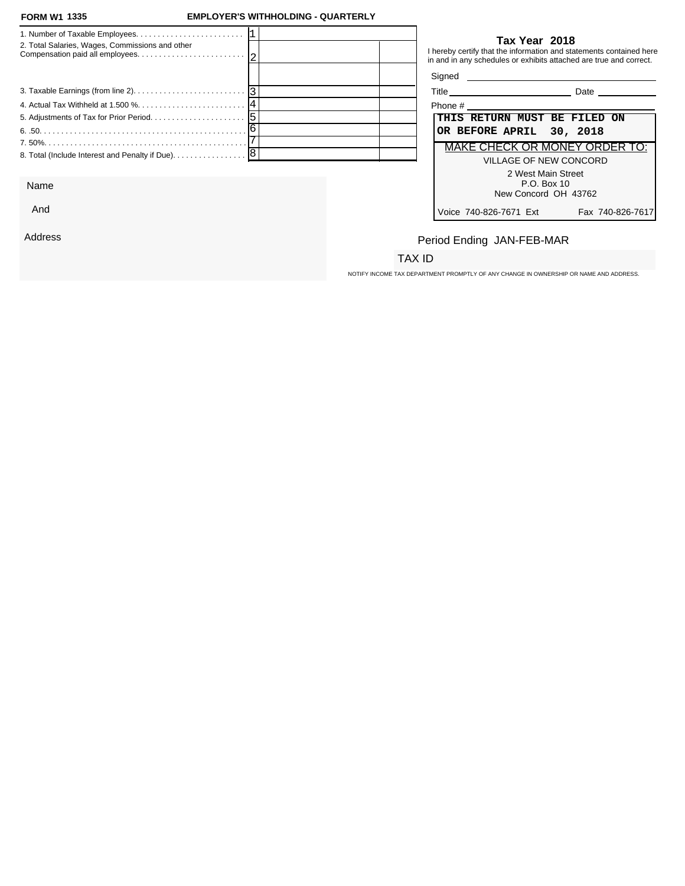**FORM W1 1335** **EMPLOYER'S WITHHOLDING - QUARTERLY**

| Line | No. | Amount | |
|---|---|---|---|
| 1. Number of Taxable Employees. | 1 | | |
| 2. Total Salaries, Wages, Commissions and other Compensation paid all employees. | 2 | | |
| | | | |
| 3. Taxable Earnings (from line 2). | 3 | | |
| 4. Actual Tax Withheld at 1.500 %. | 4 | | |
| 5. Adjustments of Tax for Prior Period. | 5 | | |
| 6. .50. | 6 | | |
| 7. 50%. | 7 | | |
| 8. Total (Include Interest and Penalty if Due). | 8 | | |

**Tax Year 2018**

I hereby certify that the information and statements contained here in and in any schedules or exhibits attached are true and correct.

Signed ______________________

Title ______________________ Date ____________

Phone # ______________________

**THIS RETURN MUST BE FILED ON OR BEFORE APRIL 30, 2018**

MAKE CHECK OR MONEY ORDER TO:

VILLAGE OF NEW CONCORD
2 West Main Street
P.O. Box 10
New Concord OH 43762

Voice 740-826-7671 Ext Fax 740-826-7617

Name

And

Address

Period Ending JAN-FEB-MAR

TAX ID

NOTIFY INCOME TAX DEPARTMENT PROMPTLY OF ANY CHANGE IN OWNERSHIP OR NAME AND ADDRESS.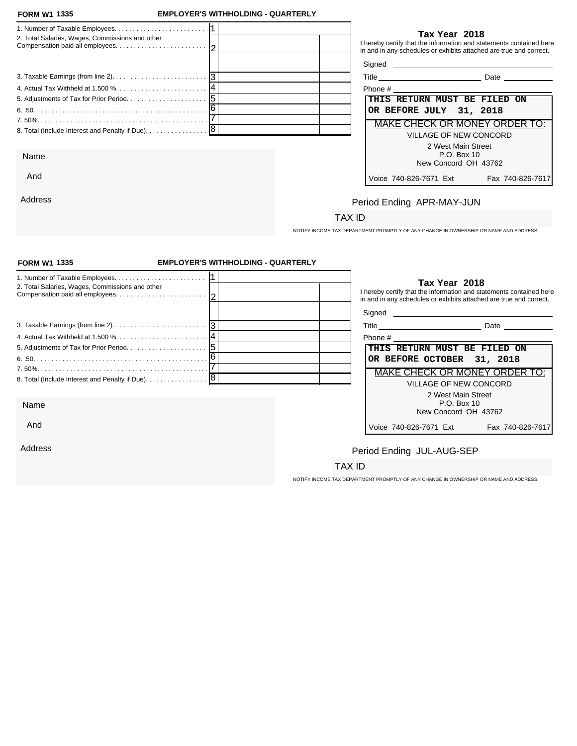**FORM W1 1335** **EMPLOYER'S WITHHOLDING - QUARTERLY**

| | | | |
|---|---|---|---|
| 1. Number of Taxable Employees. | 1 | | |
| 2. Total Salaries, Wages, Commissions and other Compensation paid all employees. | 2 | | |
| | | | |
| 3. Taxable Earnings (from line 2). | 3 | | |
| 4. Actual Tax Withheld at 1.500 %. | 4 | | |
| 5. Adjustments of Tax for Prior Period. | 5 | | |
| 6. .50. | 6 | | |
| 7. 50%. | 7 | | |
| 8. Total (Include Interest and Penalty if Due). | 8 | | |

**Tax Year 2018**

I hereby certify that the information and statements contained here in and in any schedules or exhibits attached are true and correct.

Signed ______________________

Title ______________________ Date ____________

Phone # ______________________

**THIS RETURN MUST BE FILED ON OR BEFORE JULY 31, 2018**

MAKE CHECK OR MONEY ORDER TO:

VILLAGE OF NEW CONCORD
2 West Main Street
P.O. Box 10
New Concord OH 43762

Voice 740-826-7671 Ext Fax 740-826-7617

Name

And

Address

Period Ending APR-MAY-JUN

TAX ID

NOTIFY INCOME TAX DEPARTMENT PROMPTLY OF ANY CHANGE IN OWNERSHIP OR NAME AND ADDRESS.

---

**FORM W1 1335** **EMPLOYER'S WITHHOLDING - QUARTERLY**

| | | | |
|---|---|---|---|
| 1. Number of Taxable Employees. | 1 | | |
| 2. Total Salaries, Wages, Commissions and other Compensation paid all employees. | 2 | | |
| | | | |
| 3. Taxable Earnings (from line 2). | 3 | | |
| 4. Actual Tax Withheld at 1.500 %. | 4 | | |
| 5. Adjustments of Tax for Prior Period. | 5 | | |
| 6. .50. | 6 | | |
| 7. 50%. | 7 | | |
| 8. Total (Include Interest and Penalty if Due). | 8 | | |

**Tax Year 2018**

I hereby certify that the information and statements contained here in and in any schedules or exhibits attached are true and correct.

Signed ______________________

Title ______________________ Date ____________

Phone # ______________________

**THIS RETURN MUST BE FILED ON OR BEFORE OCTOBER 31, 2018**

MAKE CHECK OR MONEY ORDER TO:

VILLAGE OF NEW CONCORD
2 West Main Street
P.O. Box 10
New Concord OH 43762

Voice 740-826-7671 Ext Fax 740-826-7617

Name

And

Address

Period Ending JUL-AUG-SEP

TAX ID

NOTIFY INCOME TAX DEPARTMENT PROMPTLY OF ANY CHANGE IN OWNERSHIP OR NAME AND ADDRESS.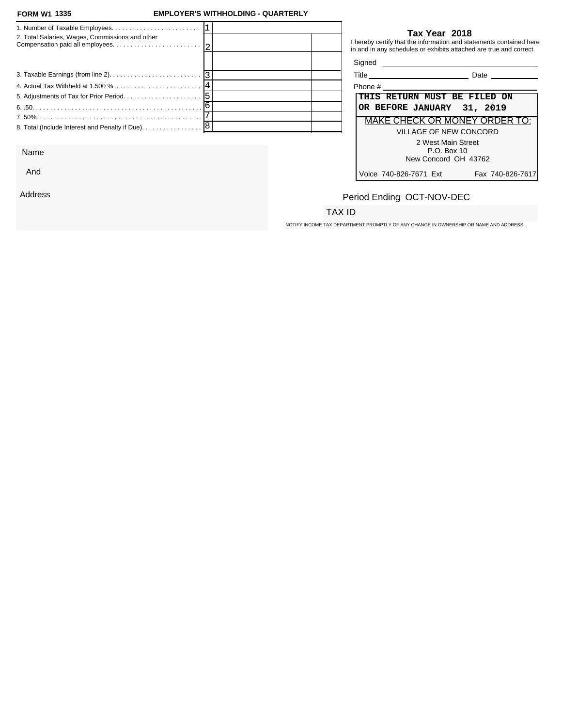**FORM W1 1335** **EMPLOYER'S WITHHOLDING - QUARTERLY**

| | | | |
|---|---|---|---|
| 1. Number of Taxable Employees. | 1 | | |
| 2. Total Salaries, Wages, Commissions and other Compensation paid all employees. | 2 | | |
| | | | |
| 3. Taxable Earnings (from line 2). | 3 | | |
| 4. Actual Tax Withheld at 1.500 %. | 4 | | |
| 5. Adjustments of Tax for Prior Period. | 5 | | |
| 6. .50. | 6 | | |
| 7. 50%. | 7 | | |
| 8. Total (Include Interest and Penalty if Due). | 8 | | |

Name

And

Address

**Tax Year 2018**

I hereby certify that the information and statements contained here in and in any schedules or exhibits attached are true and correct.

Signed ____________________

Title ____________________ Date ____________

Phone # ____________________

**THIS RETURN MUST BE FILED ON OR BEFORE JANUARY 31, 2019**

MAKE CHECK OR MONEY ORDER TO:

VILLAGE OF NEW CONCORD
2 West Main Street
P.O. Box 10
New Concord OH 43762

Voice 740-826-7671 Ext Fax 740-826-7617

Period Ending OCT-NOV-DEC

TAX ID

NOTIFY INCOME TAX DEPARTMENT PROMPTLY OF ANY CHANGE IN OWNERSHIP OR NAME AND ADDRESS.